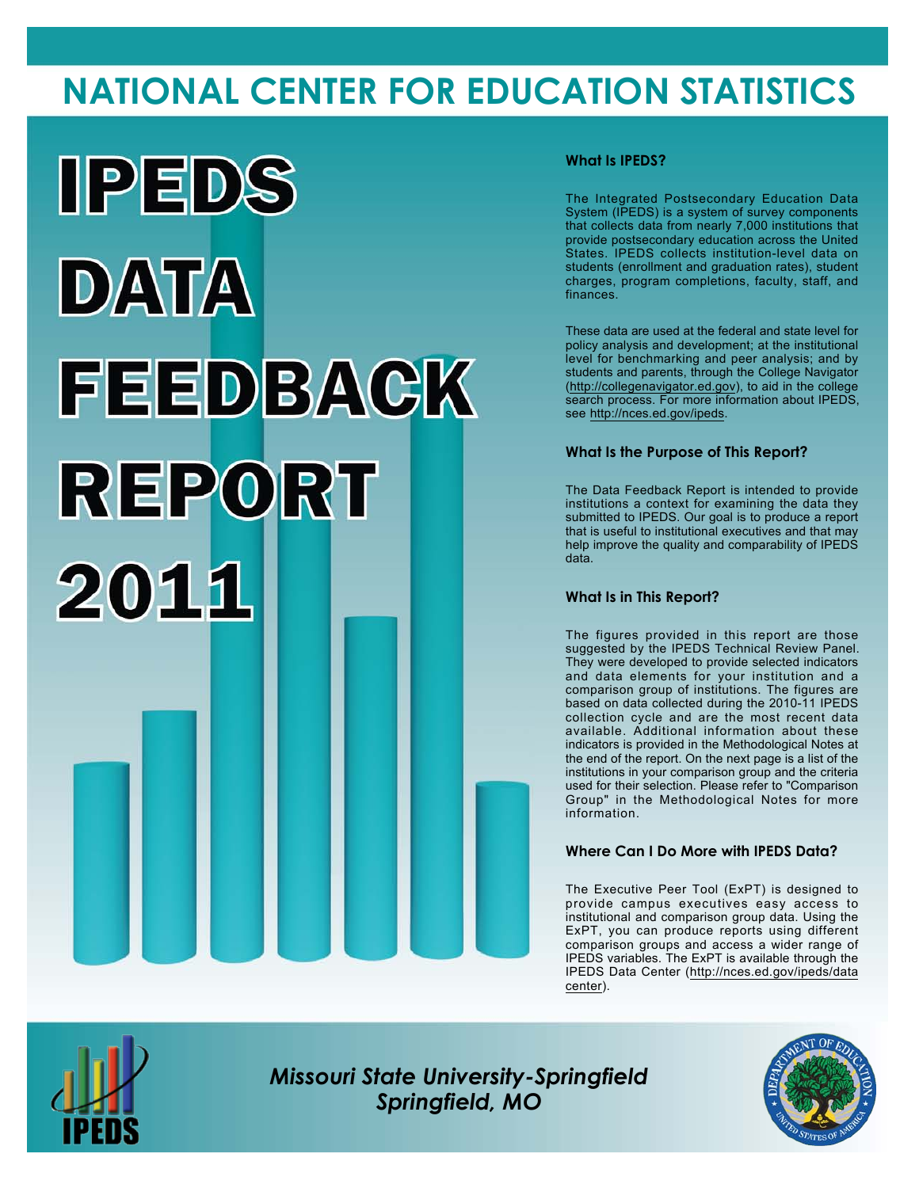# NATIONAL CENTER FOR EDUCATION STATISTICS

# IPEDS DATA FEEDBACK REPORT 2011

### What Is IPEDS?

The Integrated Postsecondary Education Data System (IPEDS) is a system of survey components that collects data from nearly 7,000 institutions that provide postsecondary education across the United States. IPEDS collects institution-level data on students (enrollment and graduation rates), student charges, program completions, faculty, staff, and finances.

These data are used at the federal and state level for policy analysis and development; at the institutional level for benchmarking and peer analysis; and by students and parents, through the College Navigator (http://collegenavigator.ed.gov), to aid in the college search process. For more information about IPEDS, see http://nces.ed.gov/ipeds.

### What Is the Purpose of This Report?

The Data Feedback Report is intended to provide institutions a context for examining the data they submitted to IPEDS. Our goal is to produce a report that is useful to institutional executives and that may help improve the quality and comparability of IPEDS data.

### What Is in This Report?

The figures provided in this report are those suggested by the IPEDS Technical Review Panel. They were developed to provide selected indicators and data elements for your institution and a comparison group of institutions. The figures are based on data collected during the 2010-11 IPEDS collection cycle and are the most recent data available. Additional information about these indicators is provided in the Methodological Notes at the end of the report. On the next page is a list of the institutions in your comparison group and the criteria used for their selection. Please refer to "Comparison Group" in the Methodological Notes for more information.

### Where Can I Do More with IPEDS Data?

The Executive Peer Tool (ExPT) is designed to provide campus executives easy access to institutional and comparison group data. Using the ExPT, you can produce reports using different comparison groups and access a wider range of IPEDS variables. The ExPT is available through the IPEDS Data Center (http://nces.ed.gov/ipeds/datacenter).

*Missouri State University-Springfield*
*Springfield, MO*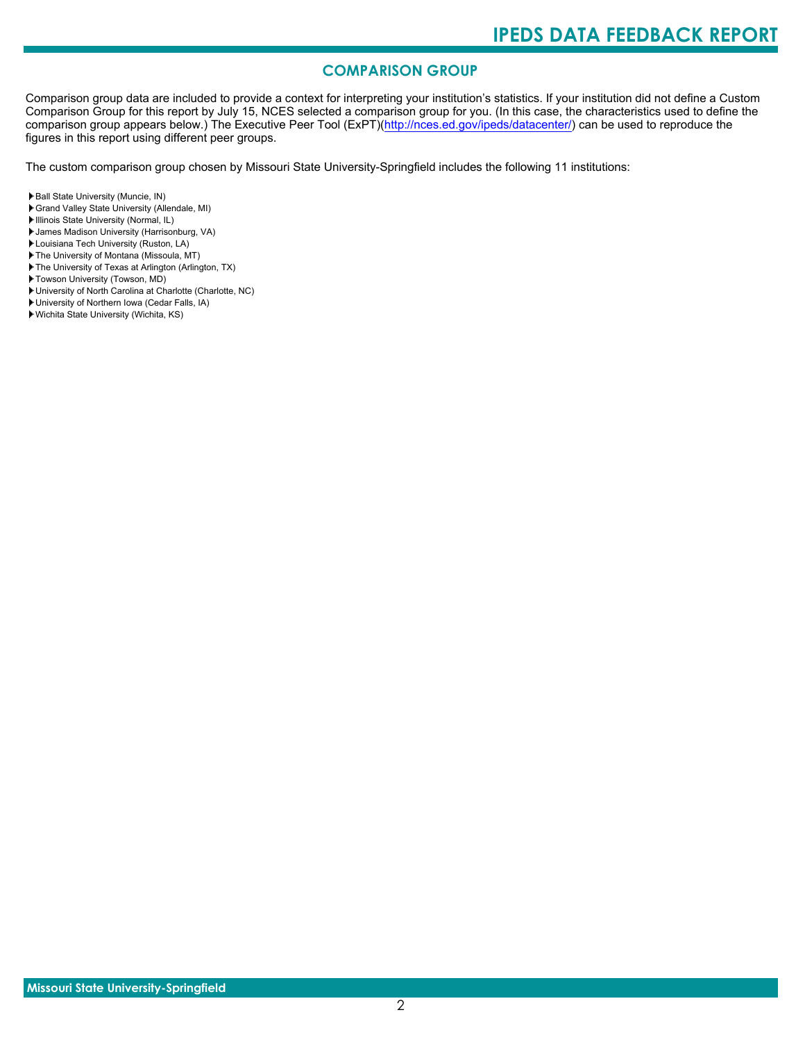## COMPARISON GROUP

Comparison group data are included to provide a context for interpreting your institution's statistics. If your institution did not define a Custom Comparison Group for this report by July 15, NCES selected a comparison group for you. (In this case, the characteristics used to define the comparison group appears below.) The Executive Peer Tool (ExPT)(http://nces.ed.gov/ipeds/datacenter/) can be used to reproduce the figures in this report using different peer groups.

The custom comparison group chosen by Missouri State University-Springfield includes the following 11 institutions:

- Ball State University (Muncie, IN)
- Grand Valley State University (Allendale, MI)
- Illinois State University (Normal, IL)
- James Madison University (Harrisonburg, VA)
- Louisiana Tech University (Ruston, LA)
- The University of Montana (Missoula, MT)
- The University of Texas at Arlington (Arlington, TX)
- Towson University (Towson, MD)
- University of North Carolina at Charlotte (Charlotte, NC)
- University of Northern Iowa (Cedar Falls, IA)
- Wichita State University (Wichita, KS)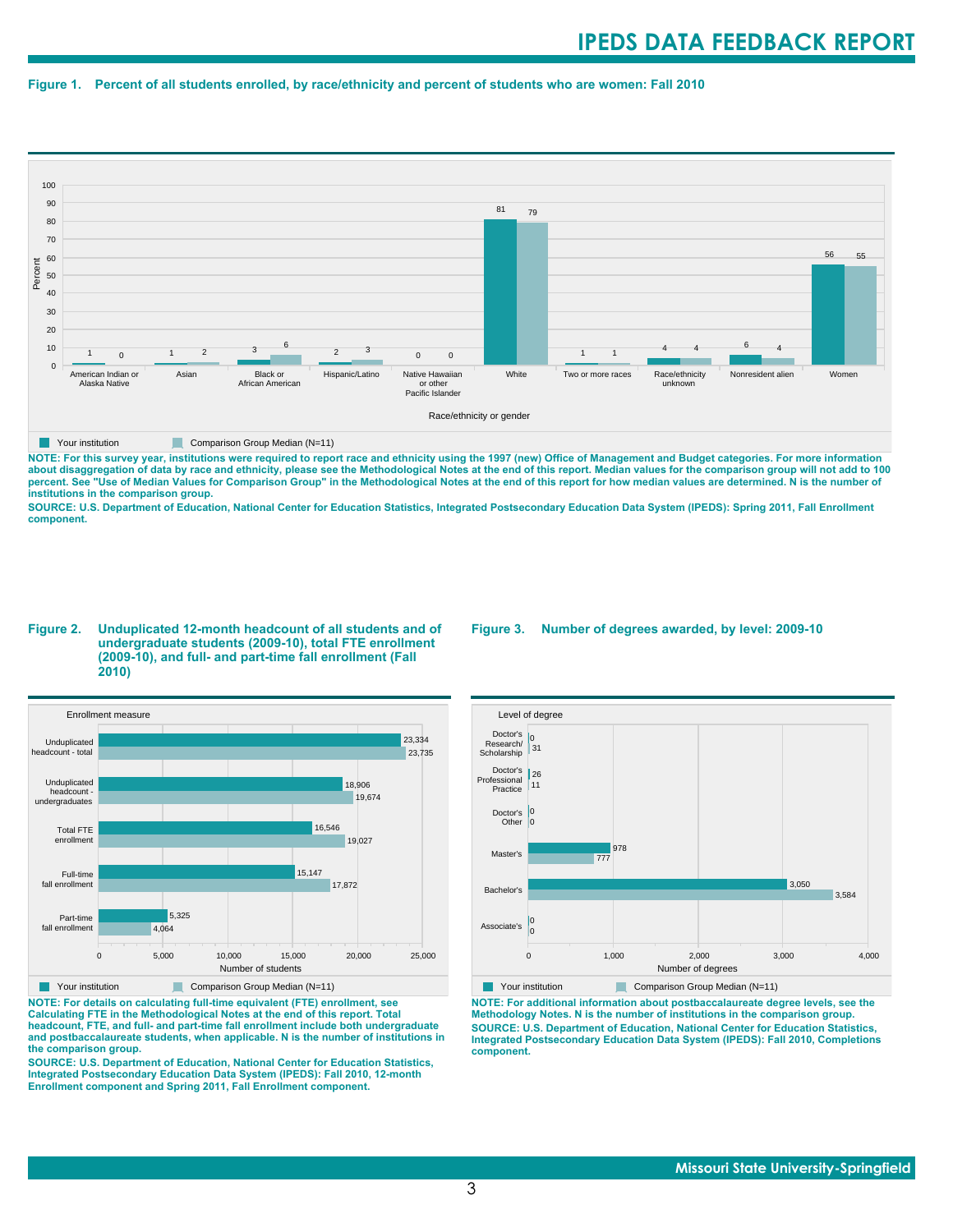**Figure 1. Percent of all students enrolled, by race/ethnicity and percent of students who are women: Fall 2010**

Percent

100
90
80
70
60
50
40
30
20
10
0

American Indian or Alaska Native: 1, 0
Asian: 1, 2
Black or African American: 3, 6
Hispanic/Latino: 2, 3
Native Hawaiian or other Pacific Islander: 0, 0
White: 81, 79
Two or more races: 1, 1
Race/ethnicity unknown: 4, 4
Nonresident alien: 6, 4
Women: 56, 55

Race/ethnicity or gender

Your institution
Comparison Group Median (N=11)

NOTE: For this survey year, institutions were required to report race and ethnicity using the 1997 (new) Office of Management and Budget categories. For more information about disaggregation of data by race and ethnicity, please see the Methodological Notes at the end of this report. Median values for the comparison group will not add to 100 percent. See "Use of Median Values for Comparison Group" in the Methodological Notes at the end of this report for how median values are determined. N is the number of institutions in the comparison group.

SOURCE: U.S. Department of Education, National Center for Education Statistics, Integrated Postsecondary Education Data System (IPEDS): Spring 2011, Fall Enrollment component.

**Figure 2. Unduplicated 12-month headcount of all students and of undergraduate students (2009-10), total FTE enrollment (2009-10), and full- and part-time fall enrollment (Fall 2010)**

Enrollment measure

Unduplicated headcount - total: 23,334, 23,735
Unduplicated headcount - undergraduates: 18,906, 19,674
Total FTE enrollment: 16,546, 19,027
Full-time fall enrollment: 15,147, 17,872
Part-time fall enrollment: 5,325, 4,064

0 5,000 10,000 15,000 20,000 25,000

Number of students

Your institution
Comparison Group Median (N=11)

NOTE: For details on calculating full-time equivalent (FTE) enrollment, see Calculating FTE in the Methodological Notes at the end of this report. Total headcount, FTE, and full- and part-time fall enrollment include both undergraduate and postbaccalaureate students, when applicable. N is the number of institutions in the comparison group.

SOURCE: U.S. Department of Education, National Center for Education Statistics, Integrated Postsecondary Education Data System (IPEDS): Fall 2010, 12-month Enrollment component and Spring 2011, Fall Enrollment component.

**Figure 3. Number of degrees awarded, by level: 2009-10**

Level of degree

Doctor's Research/ Scholarship: 0, 31
Doctor's Professional Practice: 26, 11
Doctor's Other: 0, 0
Master's: 978, 777
Bachelor's: 3,050, 3,584
Associate's: 0, 0

0 1,000 2,000 3,000 4,000

Number of degrees

Your institution
Comparison Group Median (N=11)

NOTE: For additional information about postbaccalaureate degree levels, see the Methodology Notes. N is the number of institutions in the comparison group.

SOURCE: U.S. Department of Education, National Center for Education Statistics, Integrated Postsecondary Education Data System (IPEDS): Fall 2010, Completions component.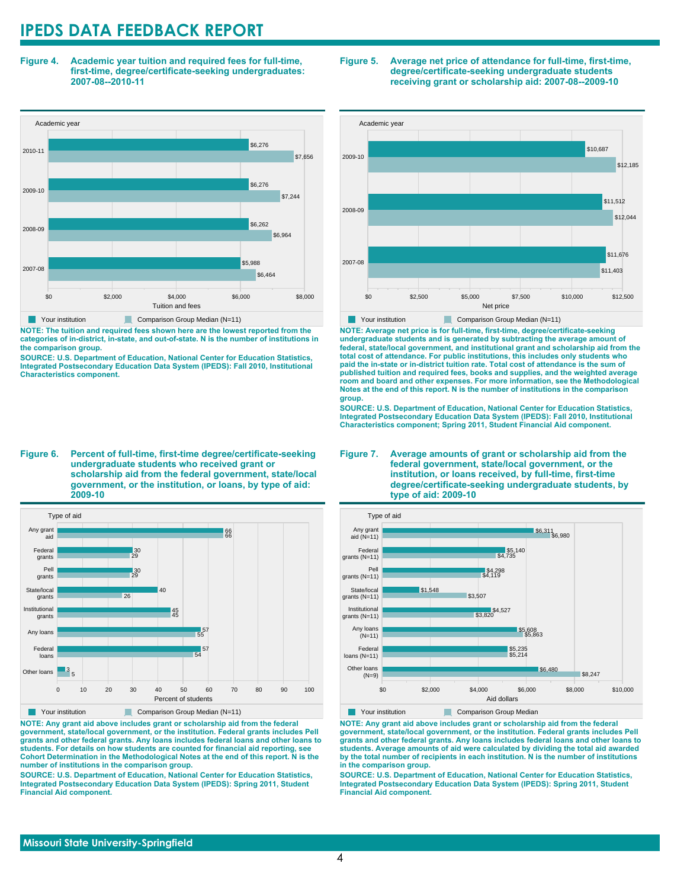# IPEDS DATA FEEDBACK REPORT

**Figure 4. Academic year tuition and required fees for full-time, first-time, degree/certificate-seeking undergraduates: 2007-08--2010-11**

Academic year

2010-11: $6,276 / $7,656

2009-10: $6,276 / $7,244

2008-09: $6,262 / $6,964

2007-08: $5,988 / $6,464

$0 $2,000 $4,000 $6,000 $8,000

Tuition and fees

Your institution    Comparison Group Median (N=11)

**NOTE: The tuition and required fees shown here are the lowest reported from the categories of in-district, in-state, and out-of-state. N is the number of institutions in the comparison group.**

**SOURCE: U.S. Department of Education, National Center for Education Statistics, Integrated Postsecondary Education Data System (IPEDS): Fall 2010, Institutional Characteristics component.**

**Figure 5. Average net price of attendance for full-time, first-time, degree/certificate-seeking undergraduate students receiving grant or scholarship aid: 2007-08--2009-10**

Academic year

2009-10: $10,687 / $12,185

2008-09: $11,512 / $12,044

2007-08: $11,676 / $11,403

$0 $2,500 $5,000 $7,500 $10,000 $12,500

Net price

Your institution    Comparison Group Median (N=11)

**NOTE: Average net price is for full-time, first-time, degree/certificate-seeking undergraduate students and is generated by subtracting the average amount of federal, state/local government, and institutional grant and scholarship aid from the total cost of attendance. For public institutions, this includes only students who paid the in-state or in-district tuition rate. Total cost of attendance is the sum of published tuition and required fees, books and supplies, and the weighted average room and board and other expenses. For more information, see the Methodological Notes at the end of this report. N is the number of institutions in the comparison group.**

**SOURCE: U.S. Department of Education, National Center for Education Statistics, Integrated Postsecondary Education Data System (IPEDS): Fall 2010, Institutional Characteristics component; Spring 2011, Student Financial Aid component.**

**Figure 6. Percent of full-time, first-time degree/certificate-seeking undergraduate students who received grant or scholarship aid from the federal government, state/local government, or the institution, or loans, by type of aid: 2009-10**

Type of aid

Any grant aid: 66 / 66

Federal grants: 30 / 29

Pell grants: 30 / 29

State/local grants: 40 / 26

Institutional grants: 45 / 45

Any loans: 57 / 55

Federal loans: 57 / 54

Other loans: 3 / 5

0 10 20 30 40 50 60 70 80 90 100

Percent of students

Your institution    Comparison Group Median (N=11)

**NOTE: Any grant aid above includes grant or scholarship aid from the federal government, state/local government, or the institution. Federal grants includes Pell grants and other federal grants. Any loans includes federal loans and other loans to students. For details on how students are counted for financial aid reporting, see Cohort Determination in the Methodological Notes at the end of this report. N is the number of institutions in the comparison group.**

**SOURCE: U.S. Department of Education, National Center for Education Statistics, Integrated Postsecondary Education Data System (IPEDS): Spring 2011, Student Financial Aid component.**

**Figure 7. Average amounts of grant or scholarship aid from the federal government, state/local government, or the institution, or loans received, by full-time, first-time degree/certificate-seeking undergraduate students, by type of aid: 2009-10**

Type of aid

Any grant aid (N=11): $6,311 / $6,980

Federal grants (N=11): $5,140 / $4,735

Pell grants (N=11): $4,298 / $4,119

State/local grants (N=11): $1,548 / $3,507

Institutional grants (N=11): $4,527 / $3,820

Any loans (N=11): $5,608 / $5,863

Federal loans (N=11): $5,235 / $5,214

Other loans (N=9): $6,480 / $8,247

$0 $2,000 $4,000 $6,000 $8,000 $10,000

Aid dollars

Your institution    Comparison Group Median

**NOTE: Any grant aid above includes grant or scholarship aid from the federal government, state/local government, or the institution. Federal grants includes Pell grants and other federal grants. Any loans includes federal loans and other loans to students. Average amounts of aid were calculated by dividing the total aid awarded by the total number of recipients in each institution. N is the number of institutions in the comparison group.**

**SOURCE: U.S. Department of Education, National Center for Education Statistics, Integrated Postsecondary Education Data System (IPEDS): Spring 2011, Student Financial Aid component.**

**Missouri State University-Springfield**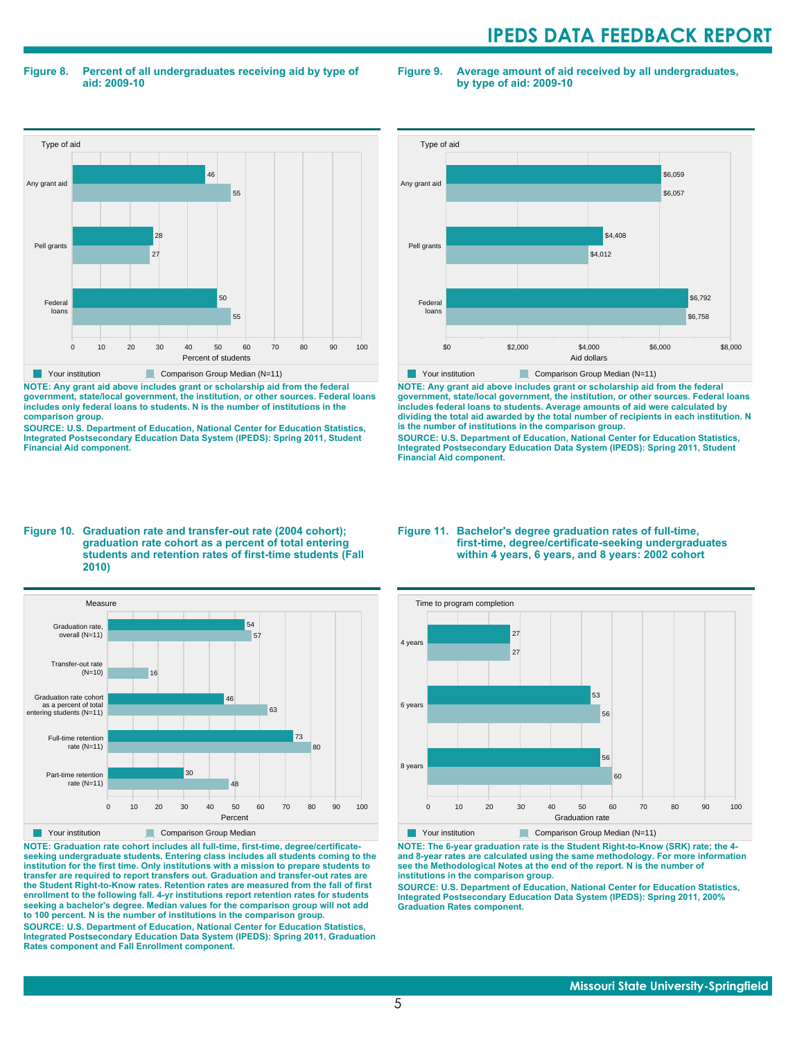**Figure 8. Percent of all undergraduates receiving aid by type of aid: 2009-10**

Type of aid

Any grant aid
46
55

Pell grants
28
27

Federal loans
50
55

0 10 20 30 40 50 60 70 80 90 100

Percent of students

Your institution
Comparison Group Median (N=11)

**NOTE: Any grant aid above includes grant or scholarship aid from the federal government, state/local government, the institution, or other sources. Federal loans includes only federal loans to students. N is the number of institutions in the comparison group.**

**SOURCE: U.S. Department of Education, National Center for Education Statistics, Integrated Postsecondary Education Data System (IPEDS): Spring 2011, Student Financial Aid component.**

**Figure 9. Average amount of aid received by all undergraduates, by type of aid: 2009-10**

Type of aid

Any grant aid
$6,059
$6,057

Pell grants
$4,408
$4,012

Federal loans
$6,792
$6,758

$0 $2,000 $4,000 $6,000 $8,000

Aid dollars

Your institution
Comparison Group Median (N=11)

**NOTE: Any grant aid above includes grant or scholarship aid from the federal government, state/local government, the institution, or other sources. Federal loans includes federal loans to students. Average amounts of aid were calculated by dividing the total aid awarded by the total number of recipients in each institution. N is the number of institutions in the comparison group.**

**SOURCE: U.S. Department of Education, National Center for Education Statistics, Integrated Postsecondary Education Data System (IPEDS): Spring 2011, Student Financial Aid component.**

**Figure 10. Graduation rate and transfer-out rate (2004 cohort); graduation rate cohort as a percent of total entering students and retention rates of first-time students (Fall 2010)**

Measure

Graduation rate, overall (N=11)
54
57

Transfer-out rate (N=10)
16

Graduation rate cohort as a percent of total entering students (N=11)
46
63

Full-time retention rate (N=11)
73
80

Part-time retention rate (N=11)
30
48

0 10 20 30 40 50 60 70 80 90 100

Percent

Your institution
Comparison Group Median

**NOTE: Graduation rate cohort includes all full-time, first-time, degree/certificate-seeking undergraduate students. Entering class includes all students coming to the institution for the first time. Only institutions with a mission to prepare students to transfer are required to report transfers out. Graduation and transfer-out rates are the Student Right-to-Know rates. Retention rates are measured from the fall of first enrollment to the following fall. 4-yr institutions report retention rates for students seeking a bachelor's degree. Median values for the comparison group will not add to 100 percent. N is the number of institutions in the comparison group.**

**SOURCE: U.S. Department of Education, National Center for Education Statistics, Integrated Postsecondary Education Data System (IPEDS): Spring 2011, Graduation Rates component and Fall Enrollment component.**

**Figure 11. Bachelor's degree graduation rates of full-time, first-time, degree/certificate-seeking undergraduates within 4 years, 6 years, and 8 years: 2002 cohort**

Time to program completion

4 years
27
27

6 years
53
56

8 years
56
60

0 10 20 30 40 50 60 70 80 90 100

Graduation rate

Your institution
Comparison Group Median (N=11)

**NOTE: The 6-year graduation rate is the Student Right-to-Know (SRK) rate; the 4- and 8-year rates are calculated using the same methodology. For more information see the Methodological Notes at the end of the report. N is the number of institutions in the comparison group.**

**SOURCE: U.S. Department of Education, National Center for Education Statistics, Integrated Postsecondary Education Data System (IPEDS): Spring 2011, 200% Graduation Rates component.**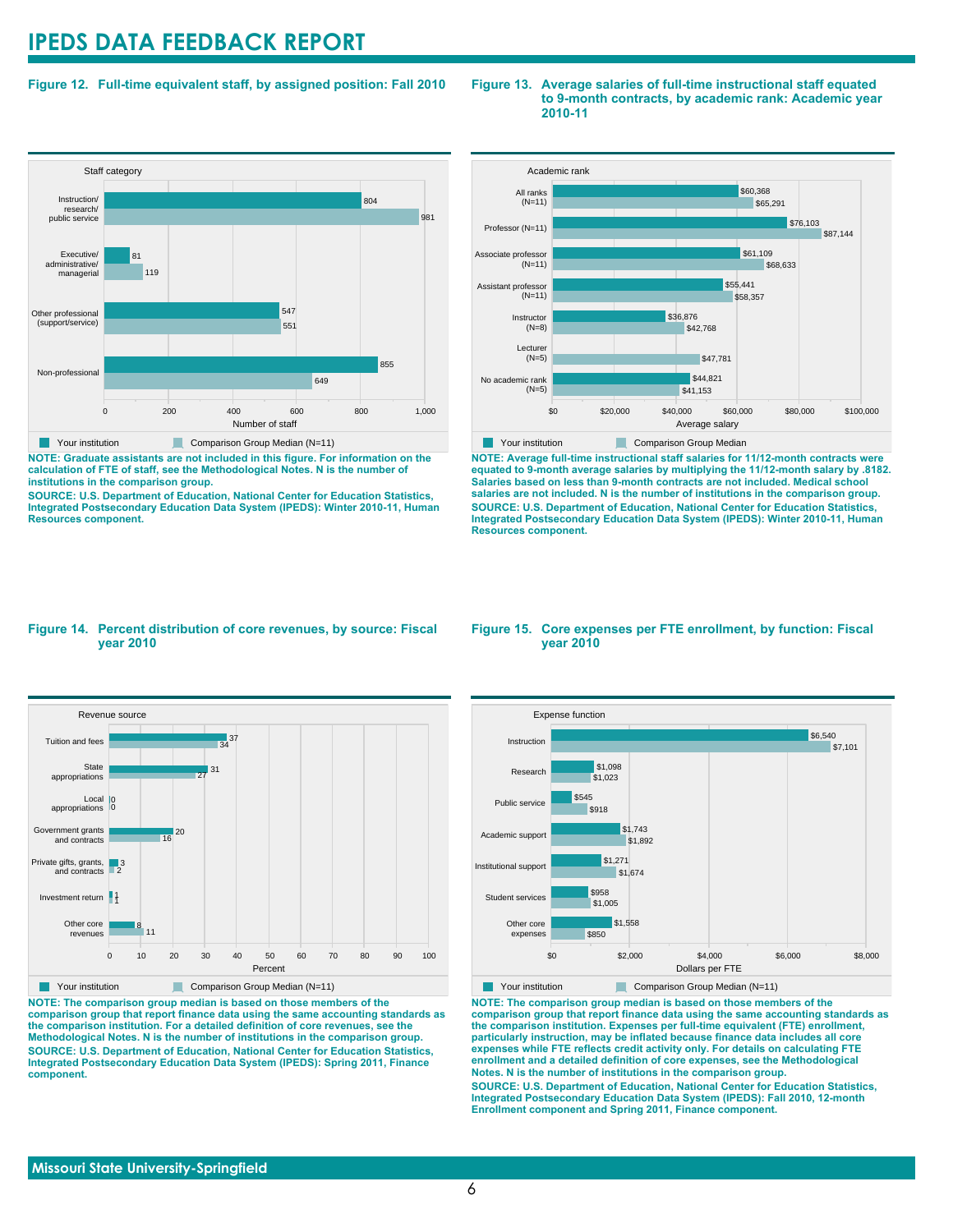## Figure 12. Full-time equivalent staff, by assigned position: Fall 2010

Staff category

Instruction/ research/ public service
804
981

Executive/ administrative/ managerial
81
119

Other professional (support/service)
547
551

Non-professional
855
649

0 200 400 600 800 1,000

Number of staff

Your institution Comparison Group Median (N=11)

**NOTE: Graduate assistants are not included in this figure. For information on the calculation of FTE of staff, see the Methodological Notes. N is the number of institutions in the comparison group.**

**SOURCE: U.S. Department of Education, National Center for Education Statistics, Integrated Postsecondary Education Data System (IPEDS): Winter 2010-11, Human Resources component.**

## Figure 13. Average salaries of full-time instructional staff equated to 9-month contracts, by academic rank: Academic year 2010-11

Academic rank

All ranks (N=11)
$60,368
$65,291

Professor (N=11)
$76,103
$87,144

Associate professor (N=11)
$61,109
$68,633

Assistant professor (N=11)
$55,441
$58,357

Instructor (N=8)
$36,876
$42,768

Lecturer (N=5)
$47,781

No academic rank (N=5)
$44,821
$41,153

$0 $20,000 $40,000 $60,000 $80,000 $100,000

Average salary

Your institution Comparison Group Median

**NOTE: Average full-time instructional staff salaries for 11/12-month contracts were equated to 9-month average salaries by multiplying the 11/12-month salary by .8182. Salaries based on less than 9-month contracts are not included. Medical school salaries are not included. N is the number of institutions in the comparison group.**

**SOURCE: U.S. Department of Education, National Center for Education Statistics, Integrated Postsecondary Education Data System (IPEDS): Winter 2010-11, Human Resources component.**

## Figure 14. Percent distribution of core revenues, by source: Fiscal year 2010

Revenue source

Tuition and fees
37
34

State appropriations
31
27

Local appropriations
0
0

Government grants and contracts
20
16

Private gifts, grants, and contracts
3
2

Investment return
1
1

Other core revenues
8
11

0 10 20 30 40 50 60 70 80 90 100

Percent

Your institution Comparison Group Median (N=11)

**NOTE: The comparison group median is based on those members of the comparison group that report finance data using the same accounting standards as the comparison institution. For a detailed definition of core revenues, see the Methodological Notes. N is the number of institutions in the comparison group.**

**SOURCE: U.S. Department of Education, National Center for Education Statistics, Integrated Postsecondary Education Data System (IPEDS): Spring 2011, Finance component.**

## Figure 15. Core expenses per FTE enrollment, by function: Fiscal year 2010

Expense function

Instruction
$6,540
$7,101

Research
$1,098
$1,023

Public service
$545
$918

Academic support
$1,743
$1,892

Institutional support
$1,271
$1,674

Student services
$958
$1,005

Other core expenses
$1,558
$850

$0 $2,000 $4,000 $6,000 $8,000

Dollars per FTE

Your institution Comparison Group Median (N=11)

**NOTE: The comparison group median is based on those members of the comparison group that report finance data using the same accounting standards as the comparison institution. Expenses per full-time equivalent (FTE) enrollment, particularly instruction, may be inflated because finance data includes all core expenses while FTE reflects credit activity only. For details on calculating FTE enrollment and a detailed definition of core expenses, see the Methodological Notes. N is the number of institutions in the comparison group.**

**SOURCE: U.S. Department of Education, National Center for Education Statistics, Integrated Postsecondary Education Data System (IPEDS): Fall 2010, 12-month Enrollment component and Spring 2011, Finance component.**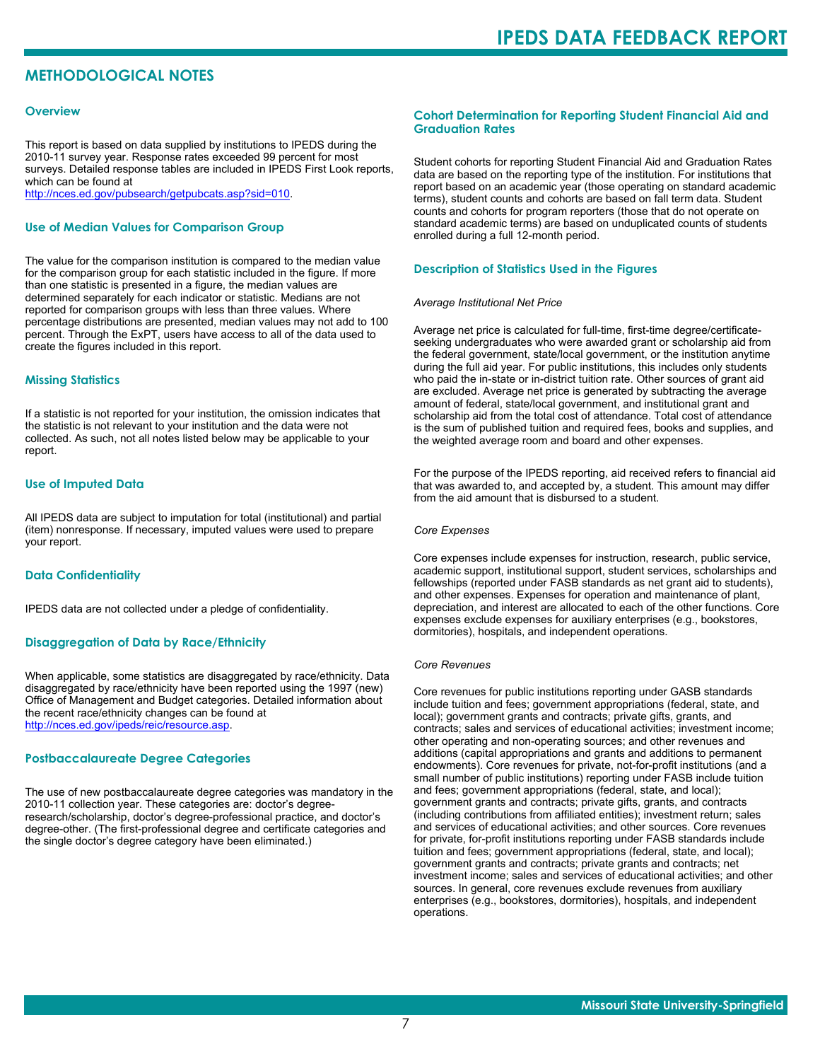# METHODOLOGICAL NOTES

## Overview

This report is based on data supplied by institutions to IPEDS during the 2010-11 survey year. Response rates exceeded 99 percent for most surveys. Detailed response tables are included in IPEDS First Look reports, which can be found at http://nces.ed.gov/pubsearch/getpubcats.asp?sid=010.

## Use of Median Values for Comparison Group

The value for the comparison institution is compared to the median value for the comparison group for each statistic included in the figure. If more than one statistic is presented in a figure, the median values are determined separately for each indicator or statistic. Medians are not reported for comparison groups with less than three values. Where percentage distributions are presented, median values may not add to 100 percent. Through the ExPT, users have access to all of the data used to create the figures included in this report.

## Missing Statistics

If a statistic is not reported for your institution, the omission indicates that the statistic is not relevant to your institution and the data were not collected. As such, not all notes listed below may be applicable to your report.

## Use of Imputed Data

All IPEDS data are subject to imputation for total (institutional) and partial (item) nonresponse. If necessary, imputed values were used to prepare your report.

## Data Confidentiality

IPEDS data are not collected under a pledge of confidentiality.

## Disaggregation of Data by Race/Ethnicity

When applicable, some statistics are disaggregated by race/ethnicity. Data disaggregated by race/ethnicity have been reported using the 1997 (new) Office of Management and Budget categories. Detailed information about the recent race/ethnicity changes can be found at http://nces.ed.gov/ipeds/reic/resource.asp.

## Postbaccalaureate Degree Categories

The use of new postbaccalaureate degree categories was mandatory in the 2010-11 collection year. These categories are: doctor's degree-research/scholarship, doctor's degree-professional practice, and doctor's degree-other. (The first-professional degree and certificate categories and the single doctor's degree category have been eliminated.)

## Cohort Determination for Reporting Student Financial Aid and Graduation Rates

Student cohorts for reporting Student Financial Aid and Graduation Rates data are based on the reporting type of the institution. For institutions that report based on an academic year (those operating on standard academic terms), student counts and cohorts are based on fall term data. Student counts and cohorts for program reporters (those that do not operate on standard academic terms) are based on unduplicated counts of students enrolled during a full 12-month period.

## Description of Statistics Used in the Figures

*Average Institutional Net Price*

Average net price is calculated for full-time, first-time degree/certificate-seeking undergraduates who were awarded grant or scholarship aid from the federal government, state/local government, or the institution anytime during the full aid year. For public institutions, this includes only students who paid the in-state or in-district tuition rate. Other sources of grant aid are excluded. Average net price is generated by subtracting the average amount of federal, state/local government, and institutional grant and scholarship aid from the total cost of attendance. Total cost of attendance is the sum of published tuition and required fees, books and supplies, and the weighted average room and board and other expenses.

For the purpose of the IPEDS reporting, aid received refers to financial aid that was awarded to, and accepted by, a student. This amount may differ from the aid amount that is disbursed to a student.

*Core Expenses*

Core expenses include expenses for instruction, research, public service, academic support, institutional support, student services, scholarships and fellowships (reported under FASB standards as net grant aid to students), and other expenses. Expenses for operation and maintenance of plant, depreciation, and interest are allocated to each of the other functions. Core expenses exclude expenses for auxiliary enterprises (e.g., bookstores, dormitories), hospitals, and independent operations.

*Core Revenues*

Core revenues for public institutions reporting under GASB standards include tuition and fees; government appropriations (federal, state, and local); government grants and contracts; private gifts, grants, and contracts; sales and services of educational activities; investment income; other operating and non-operating sources; and other revenues and additions (capital appropriations and grants and additions to permanent endowments). Core revenues for private, not-for-profit institutions (and a small number of public institutions) reporting under FASB include tuition and fees; government appropriations (federal, state, and local); government grants and contracts; private gifts, grants, and contracts (including contributions from affiliated entities); investment return; sales and services of educational activities; and other sources. Core revenues for private, for-profit institutions reporting under FASB standards include tuition and fees; government appropriations (federal, state, and local); government grants and contracts; private grants and contracts; net investment income; sales and services of educational activities; and other sources. In general, core revenues exclude revenues from auxiliary enterprises (e.g., bookstores, dormitories), hospitals, and independent operations.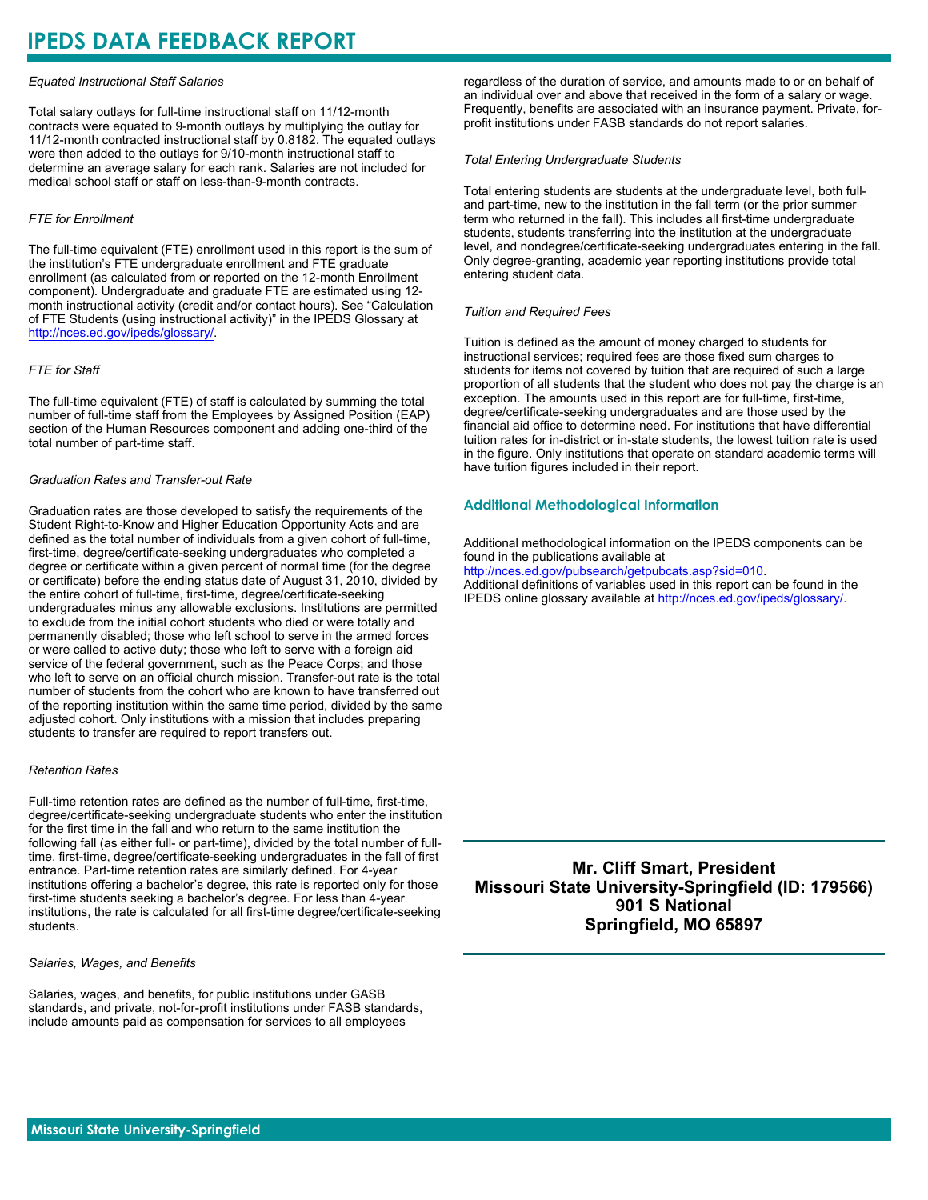*Equated Instructional Staff Salaries*

Total salary outlays for full-time instructional staff on 11/12-month contracts were equated to 9-month outlays by multiplying the outlay for 11/12-month contracted instructional staff by 0.8182. The equated outlays were then added to the outlays for 9/10-month instructional staff to determine an average salary for each rank. Salaries are not included for medical school staff or staff on less-than-9-month contracts.

*FTE for Enrollment*

The full-time equivalent (FTE) enrollment used in this report is the sum of the institution's FTE undergraduate enrollment and FTE graduate enrollment (as calculated from or reported on the 12-month Enrollment component). Undergraduate and graduate FTE are estimated using 12-month instructional activity (credit and/or contact hours). See "Calculation of FTE Students (using instructional activity)" in the IPEDS Glossary at http://nces.ed.gov/ipeds/glossary/.

*FTE for Staff*

The full-time equivalent (FTE) of staff is calculated by summing the total number of full-time staff from the Employees by Assigned Position (EAP) section of the Human Resources component and adding one-third of the total number of part-time staff.

*Graduation Rates and Transfer-out Rate*

Graduation rates are those developed to satisfy the requirements of the Student Right-to-Know and Higher Education Opportunity Acts and are defined as the total number of individuals from a given cohort of full-time, first-time, degree/certificate-seeking undergraduates who completed a degree or certificate within a given percent of normal time (for the degree or certificate) before the ending status date of August 31, 2010, divided by the entire cohort of full-time, first-time, degree/certificate-seeking undergraduates minus any allowable exclusions. Institutions are permitted to exclude from the initial cohort students who died or were totally and permanently disabled; those who left school to serve in the armed forces or were called to active duty; those who left to serve with a foreign aid service of the federal government, such as the Peace Corps; and those who left to serve on an official church mission. Transfer-out rate is the total number of students from the cohort who are known to have transferred out of the reporting institution within the same time period, divided by the same adjusted cohort. Only institutions with a mission that includes preparing students to transfer are required to report transfers out.

*Retention Rates*

Full-time retention rates are defined as the number of full-time, first-time, degree/certificate-seeking undergraduate students who enter the institution for the first time in the fall and who return to the same institution the following fall (as either full- or part-time), divided by the total number of full-time, first-time, degree/certificate-seeking undergraduates in the fall of first entrance. Part-time retention rates are similarly defined. For 4-year institutions offering a bachelor's degree, this rate is reported only for those first-time students seeking a bachelor's degree. For less than 4-year institutions, the rate is calculated for all first-time degree/certificate-seeking students.

*Salaries, Wages, and Benefits*

Salaries, wages, and benefits, for public institutions under GASB standards, and private, not-for-profit institutions under FASB standards, include amounts paid as compensation for services to all employees regardless of the duration of service, and amounts made to or on behalf of an individual over and above that received in the form of a salary or wage. Frequently, benefits are associated with an insurance payment. Private, for-profit institutions under FASB standards do not report salaries.

*Total Entering Undergraduate Students*

Total entering students are students at the undergraduate level, both full- and part-time, new to the institution in the fall term (or the prior summer term who returned in the fall). This includes all first-time undergraduate students, students transferring into the institution at the undergraduate level, and nondegree/certificate-seeking undergraduates entering in the fall. Only degree-granting, academic year reporting institutions provide total entering student data.

*Tuition and Required Fees*

Tuition is defined as the amount of money charged to students for instructional services; required fees are those fixed sum charges to students for items not covered by tuition that are required of such a large proportion of all students that the student who does not pay the charge is an exception. The amounts used in this report are for full-time, first-time, degree/certificate-seeking undergraduates and are those used by the financial aid office to determine need. For institutions that have differential tuition rates for in-district or in-state students, the lowest tuition rate is used in the figure. Only institutions that operate on standard academic terms will have tuition figures included in their report.

## Additional Methodological Information

Additional methodological information on the IPEDS components can be found in the publications available at http://nces.ed.gov/pubsearch/getpubcats.asp?sid=010.
Additional definitions of variables used in this report can be found in the IPEDS online glossary available at http://nces.ed.gov/ipeds/glossary/.

**Mr. Cliff Smart, President**
**Missouri State University-Springfield (ID: 179566)**
**901 S National**
**Springfield, MO 65897**